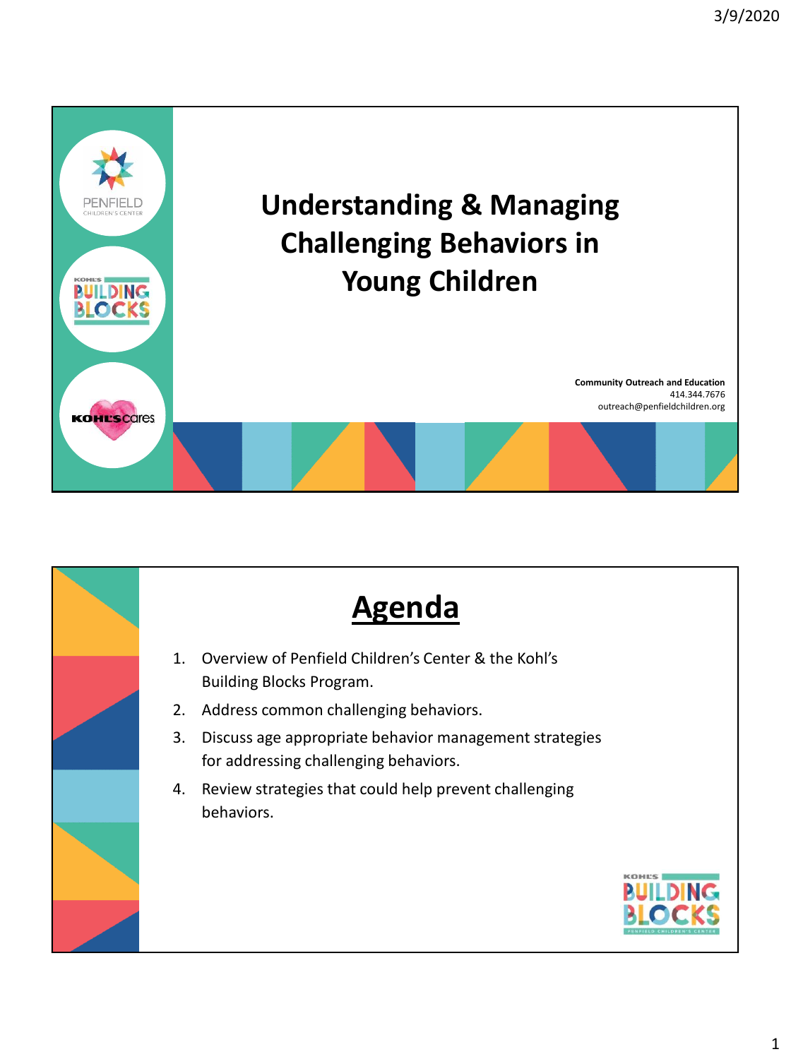# Understanding & Managing Challenging Behaviors in Young Children

**Community Outreach and Education**
414.344.7676
outreach@penfieldchildren.org

## Agenda

1. Overview of Penfield Children's Center & the Kohl's Building Blocks Program.
2. Address common challenging behaviors.
3. Discuss age appropriate behavior management strategies for addressing challenging behaviors.
4. Review strategies that could help prevent challenging behaviors.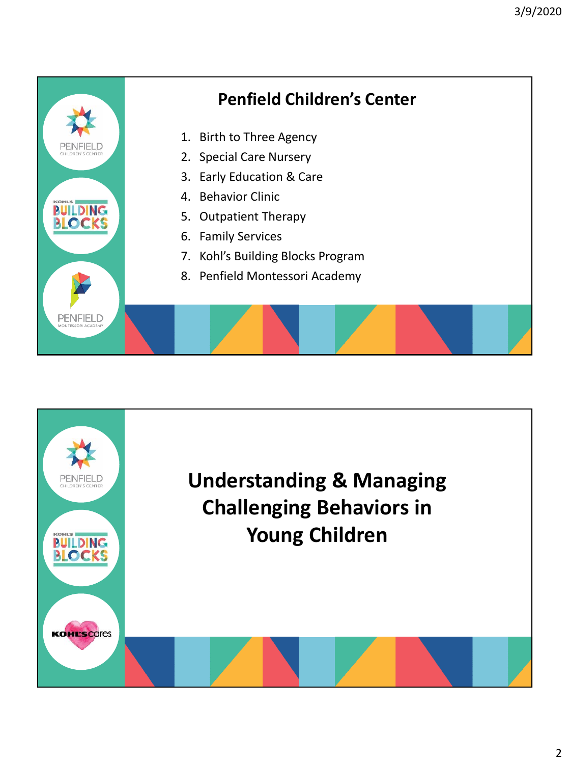## Penfield Children's Center

1. Birth to Three Agency
2. Special Care Nursery
3. Early Education & Care
4. Behavior Clinic
5. Outpatient Therapy
6. Family Services
7. Kohl's Building Blocks Program
8. Penfield Montessori Academy

# Understanding & Managing Challenging Behaviors in Young Children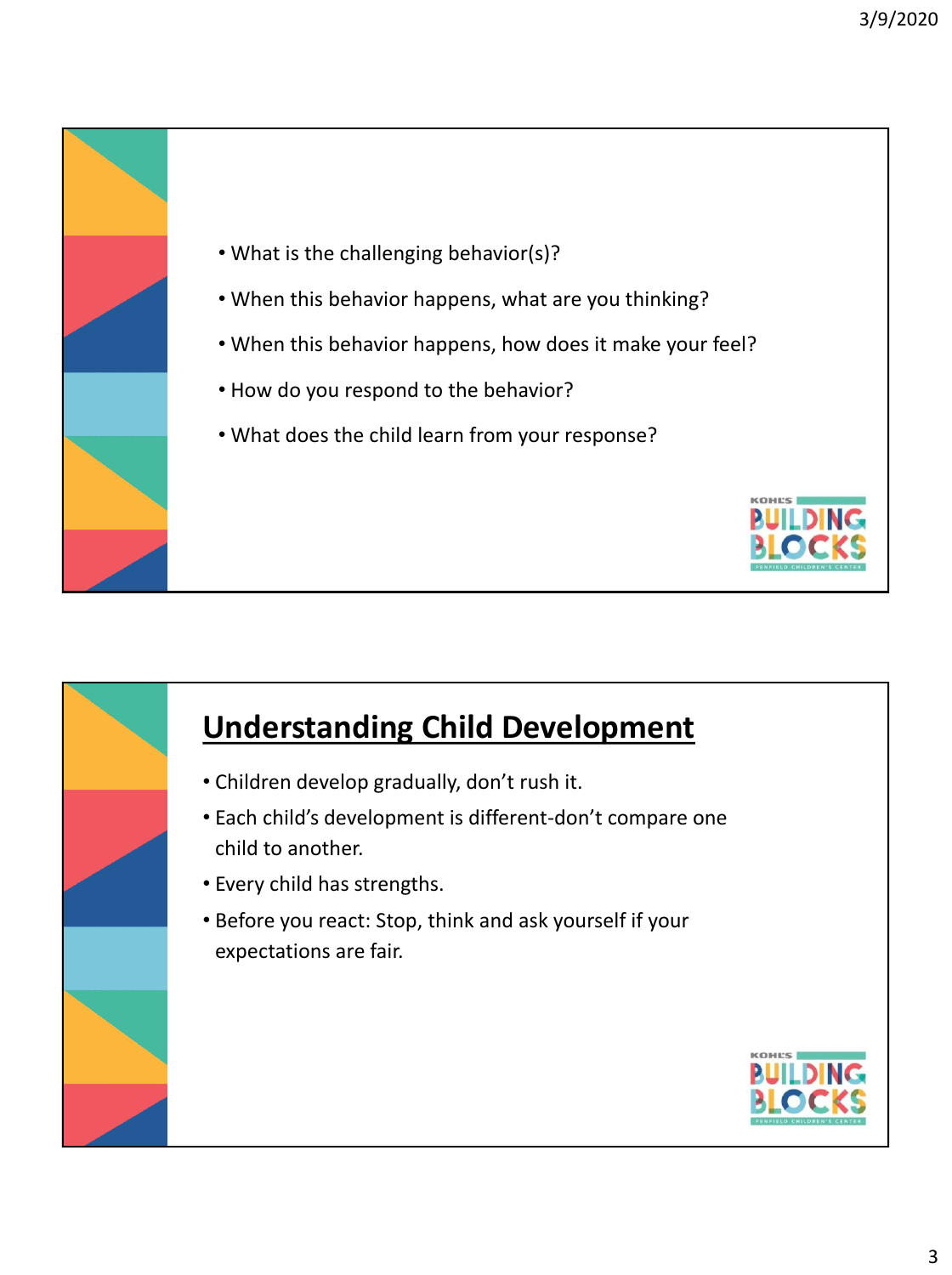- What is the challenging behavior(s)?
- When this behavior happens, what are you thinking?
- When this behavior happens, how does it make your feel?
- How do you respond to the behavior?
- What does the child learn from your response?

## Understanding Child Development

- Children develop gradually, don't rush it.
- Each child's development is different-don't compare one child to another.
- Every child has strengths.
- Before you react: Stop, think and ask yourself if your expectations are fair.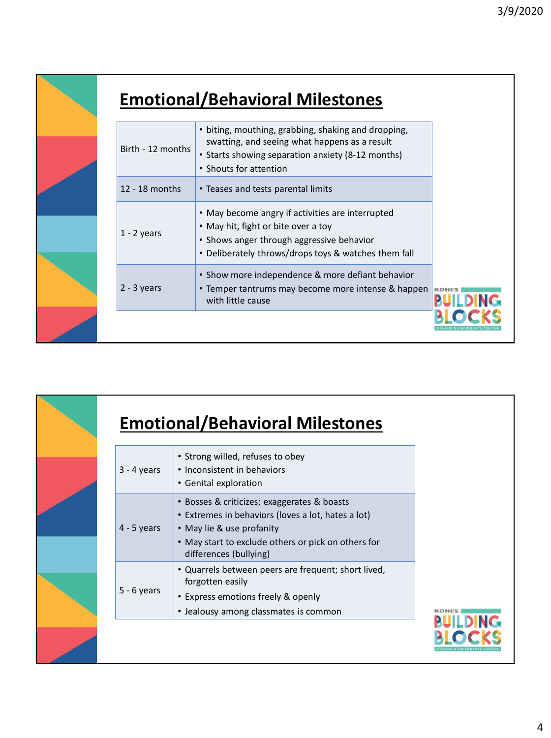## Emotional/Behavioral Milestones

| | |
|---|---|
| Birth - 12 months | • biting, mouthing, grabbing, shaking and dropping, swatting, and seeing what happens as a result<br>• Starts showing separation anxiety (8-12 months)<br>• Shouts for attention |
| 12 - 18 months | • Teases and tests parental limits |
| 1 - 2 years | • May become angry if activities are interrupted<br>• May hit, fight or bite over a toy<br>• Shows anger through aggressive behavior<br>• Deliberately throws/drops toys & watches them fall |
| 2 - 3 years | • Show more independence & more defiant behavior<br>• Temper tantrums may become more intense & happen with little cause |

## Emotional/Behavioral Milestones

| | |
|---|---|
| 3 - 4 years | • Strong willed, refuses to obey<br>• Inconsistent in behaviors<br>• Genital exploration |
| 4 - 5 years | • Bosses & criticizes; exaggerates & boasts<br>• Extremes in behaviors (loves a lot, hates a lot)<br>• May lie & use profanity<br>• May start to exclude others or pick on others for differences (bullying) |
| 5 - 6 years | • Quarrels between peers are frequent; short lived, forgotten easily<br>• Express emotions freely & openly<br>• Jealousy among classmates is common |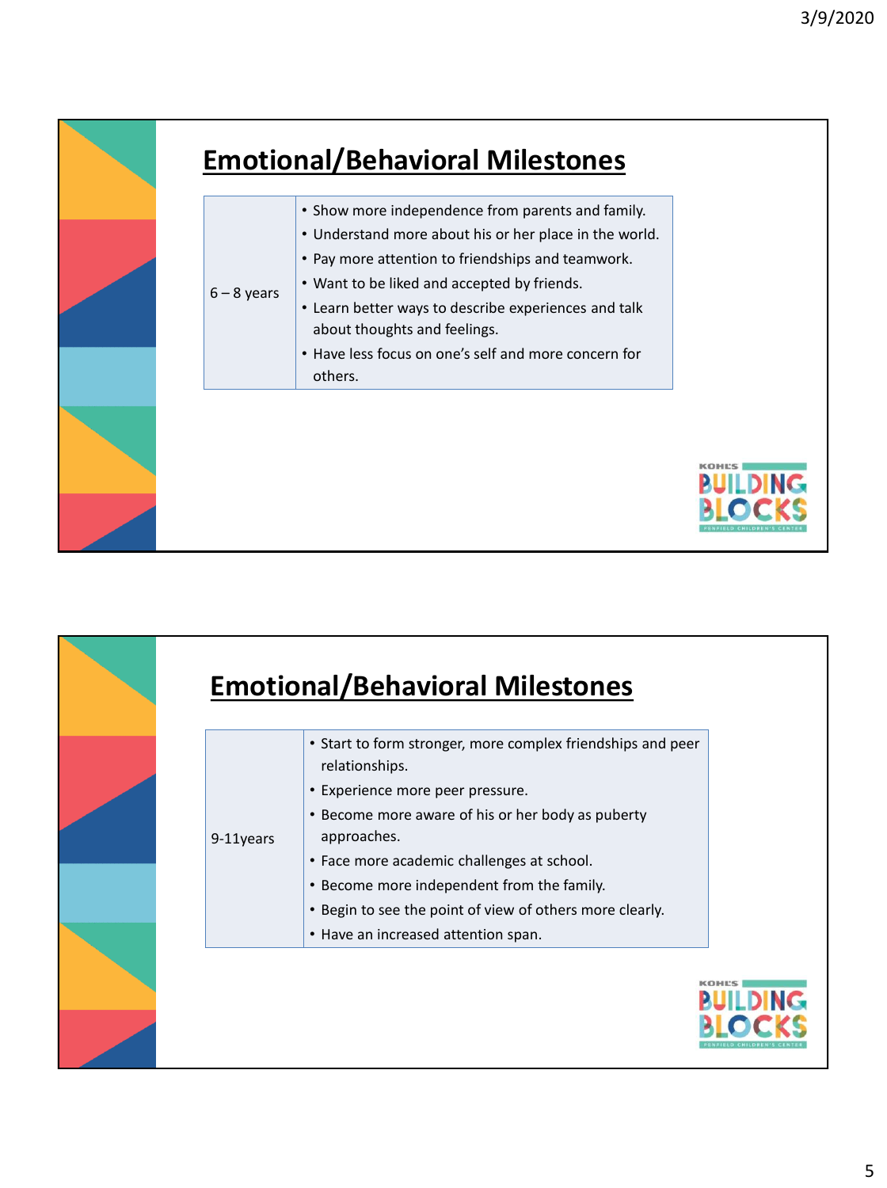## Emotional/Behavioral Milestones

| | |
|---|---|
| 6 – 8 years | • Show more independence from parents and family.<br>• Understand more about his or her place in the world.<br>• Pay more attention to friendships and teamwork.<br>• Want to be liked and accepted by friends.<br>• Learn better ways to describe experiences and talk about thoughts and feelings.<br>• Have less focus on one's self and more concern for others. |

## Emotional/Behavioral Milestones

| | |
|---|---|
| 9-11years | • Start to form stronger, more complex friendships and peer relationships.<br>• Experience more peer pressure.<br>• Become more aware of his or her body as puberty approaches.<br>• Face more academic challenges at school.<br>• Become more independent from the family.<br>• Begin to see the point of view of others more clearly.<br>• Have an increased attention span. |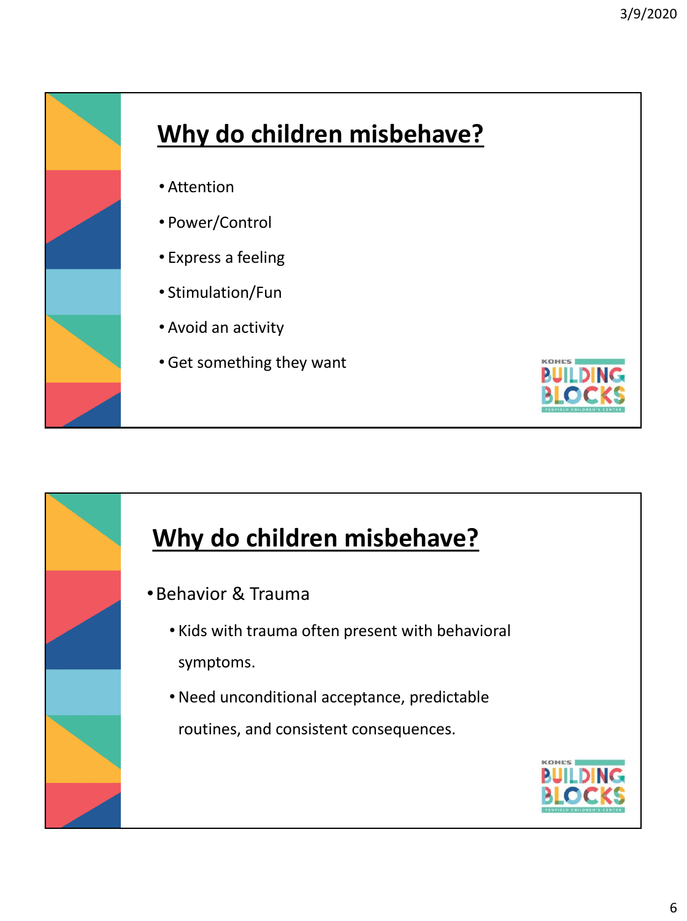## Why do children misbehave?

- Attention
- Power/Control
- Express a feeling
- Stimulation/Fun
- Avoid an activity
- Get something they want

## Why do children misbehave?

- Behavior & Trauma
  - Kids with trauma often present with behavioral symptoms.
  - Need unconditional acceptance, predictable routines, and consistent consequences.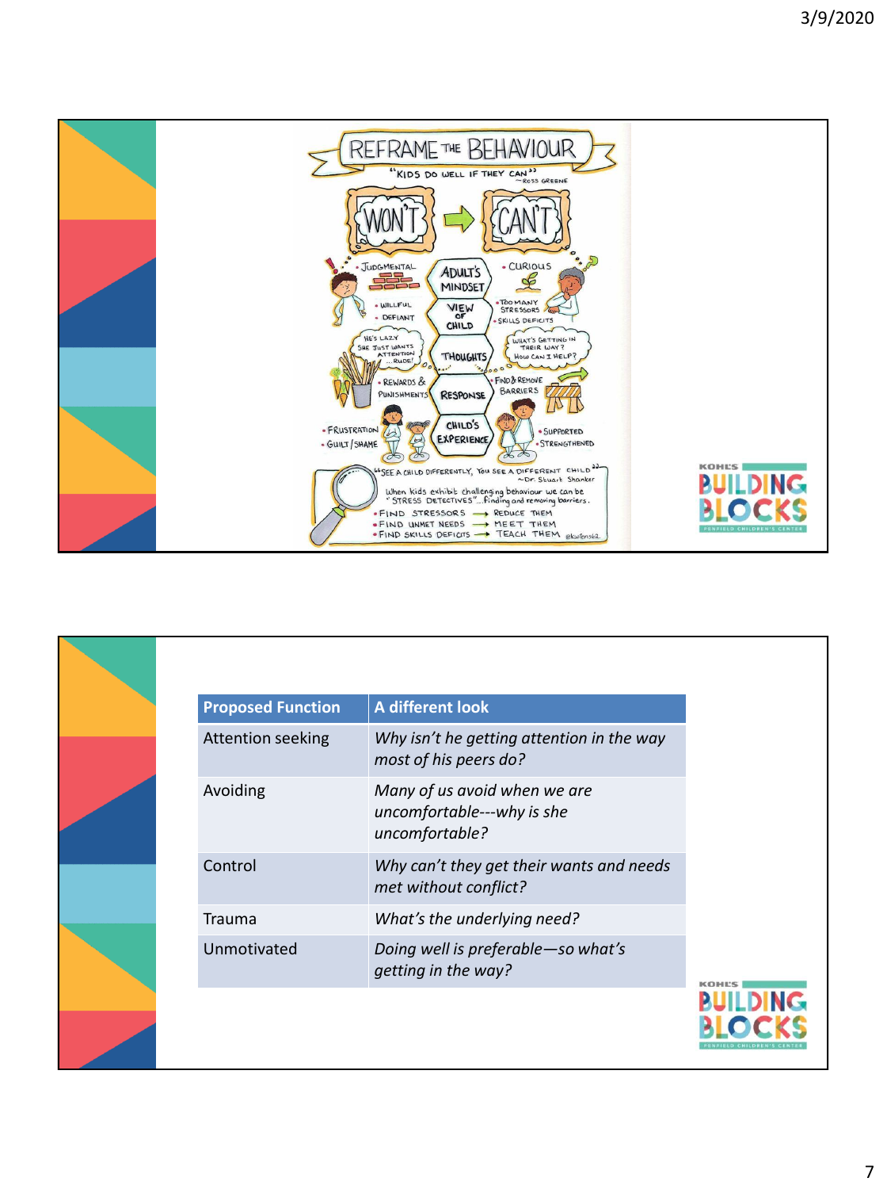# REFRAME THE BEHAVIOUR

"KIDS DO WELL IF THEY CAN"
~ROSS GREENE

WON'T → CAN'T

| | | |
|---|---|---|
| • JUDGMENTAL | ADULT'S MINDSET | • CURIOUS |
| • WILLFUL<br>• DEFIANT | VIEW OF CHILD | • TOO MANY STRESSORS<br>• SKILLS DEFICITS |
| HE'S JUST LAZY<br>SHE JUST WANTS ATTENTION<br>...RUDE! | THOUGHTS | WHAT'S GETTING IN THEIR WAY?<br>HOW CAN I HELP? |
| • REWARDS & PUNISHMENTS | RESPONSE | • FIND & REMOVE BARRIERS |
| • FRUSTRATION<br>• GUILT/SHAME | CHILD'S EXPERIENCE | • SUPPORTED<br>• STRENGTHENED |

"SEE A CHILD DIFFERENTLY, YOU SEE A DIFFERENT CHILD"
~Dr. Stuart Shanker

When kids exhibit challenging behaviour we can be "STRESS DETECTIVES"...finding and removing barriers.

- FIND STRESSORS → REDUCE THEM
- FIND UNMET NEEDS → MEET THEM
- FIND SKILLS DEFICITS → TEACH THEM

@kwilensky2

KOHL'S BUILDING BLOCKS
PENFIELD CHILDREN'S CENTER

| Proposed Function | A different look |
|---|---|
| Attention seeking | *Why isn't he getting attention in the way most of his peers do?* |
| Avoiding | *Many of us avoid when we are uncomfortable---why is she uncomfortable?* |
| Control | *Why can't they get their wants and needs met without conflict?* |
| Trauma | *What's the underlying need?* |
| Unmotivated | *Doing well is preferable—so what's getting in the way?* |

KOHL'S BUILDING BLOCKS
PENFIELD CHILDREN'S CENTER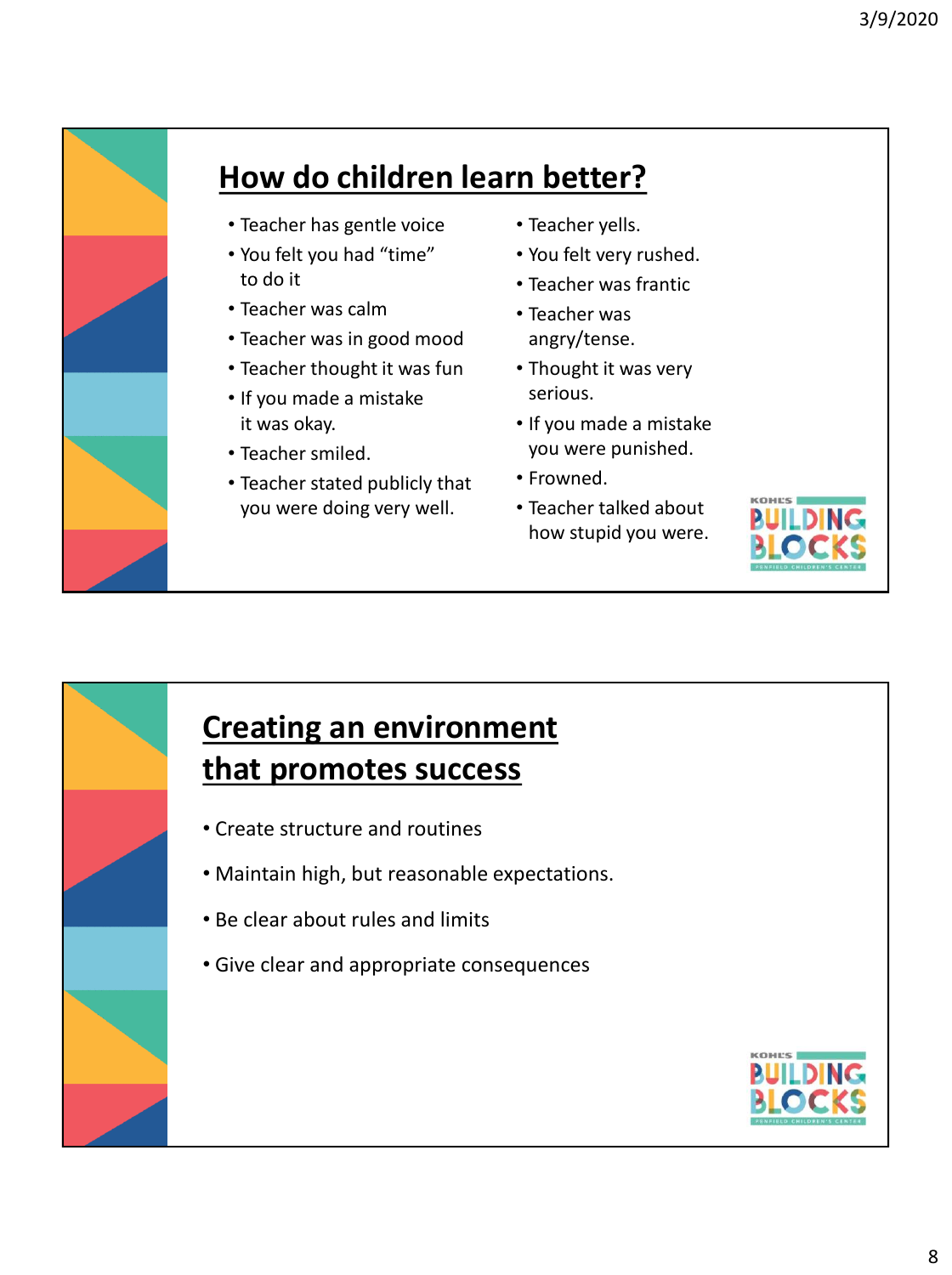## How do children learn better?

- Teacher has gentle voice
- You felt you had "time" to do it
- Teacher was calm
- Teacher was in good mood
- Teacher thought it was fun
- If you made a mistake it was okay.
- Teacher smiled.
- Teacher stated publicly that you were doing very well.

- Teacher yells.
- You felt very rushed.
- Teacher was frantic
- Teacher was angry/tense.
- Thought it was very serious.
- If you made a mistake you were punished.
- Frowned.
- Teacher talked about how stupid you were.

## Creating an environment that promotes success

- Create structure and routines
- Maintain high, but reasonable expectations.
- Be clear about rules and limits
- Give clear and appropriate consequences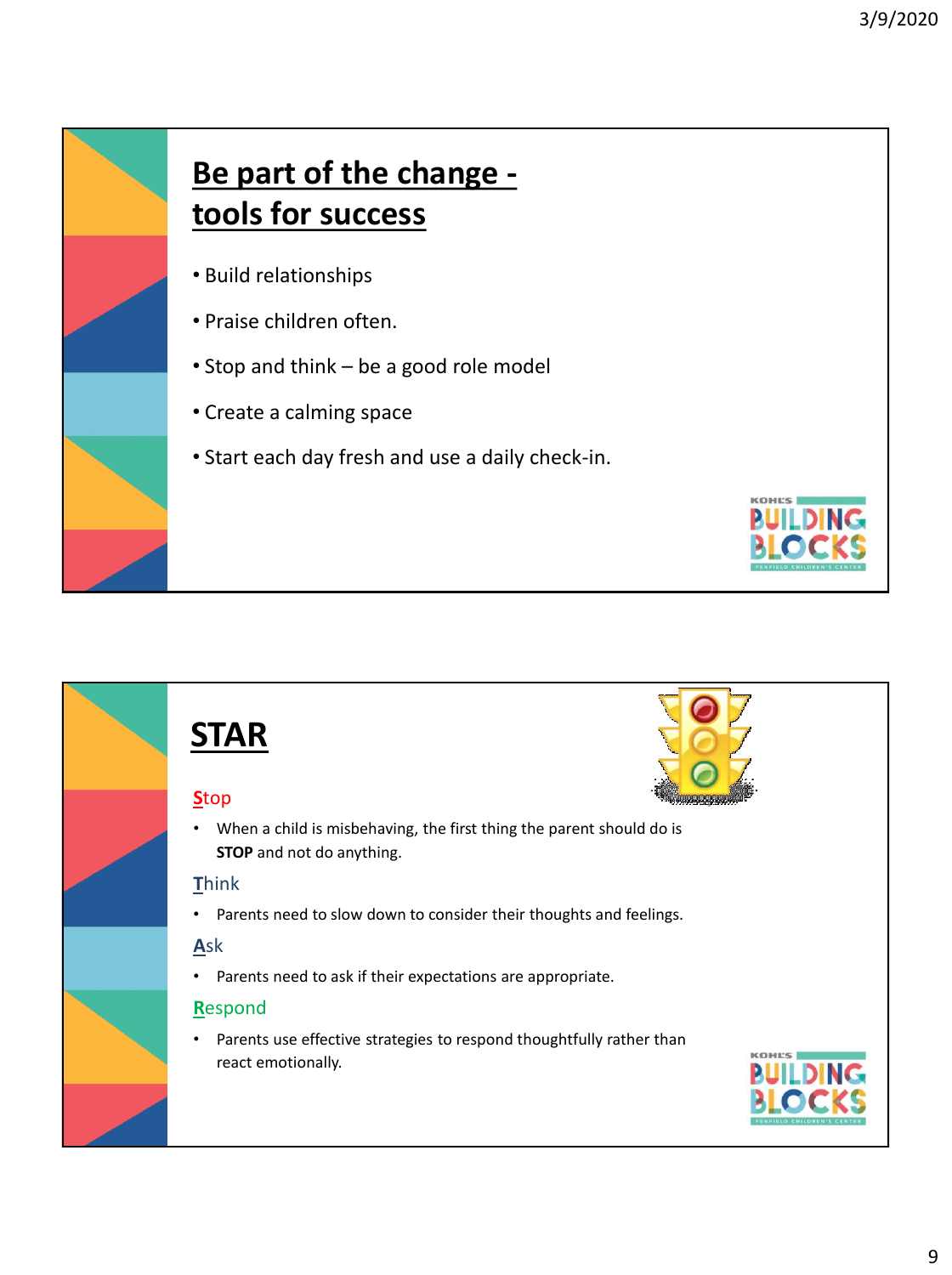## Be part of the change - tools for success

- Build relationships
- Praise children often.
- Stop and think – be a good role model
- Create a calming space
- Start each day fresh and use a daily check-in.

## STAR

**Stop**

- When a child is misbehaving, the first thing the parent should do is **STOP** and not do anything.

**Think**

- Parents need to slow down to consider their thoughts and feelings.

**Ask**

- Parents need to ask if their expectations are appropriate.

**Respond**

- Parents use effective strategies to respond thoughtfully rather than react emotionally.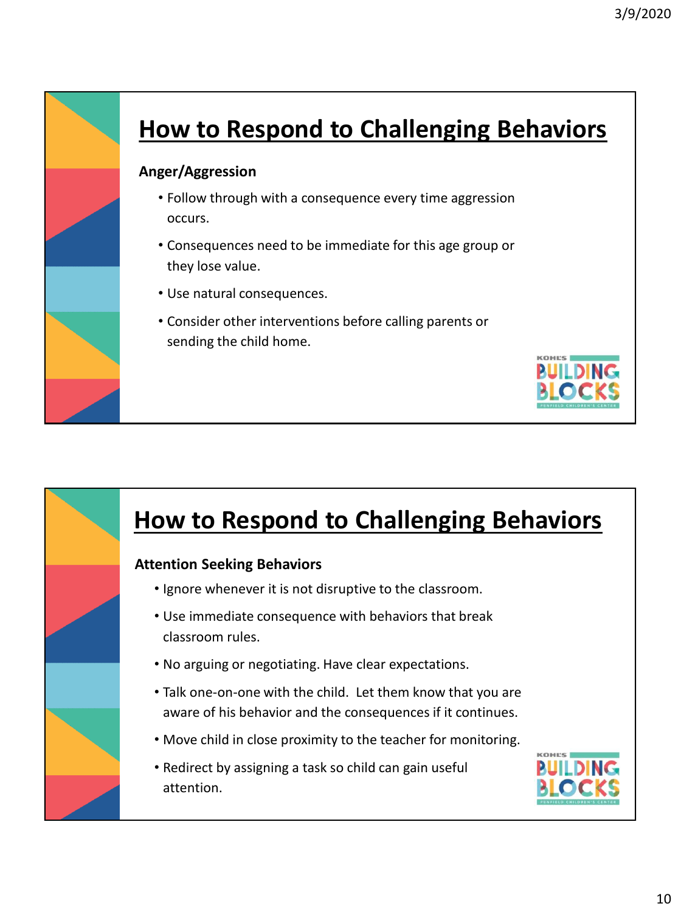## How to Respond to Challenging Behaviors

**Anger/Aggression**

- Follow through with a consequence every time aggression occurs.
- Consequences need to be immediate for this age group or they lose value.
- Use natural consequences.
- Consider other interventions before calling parents or sending the child home.

## How to Respond to Challenging Behaviors

**Attention Seeking Behaviors**

- Ignore whenever it is not disruptive to the classroom.
- Use immediate consequence with behaviors that break classroom rules.
- No arguing or negotiating. Have clear expectations.
- Talk one-on-one with the child. Let them know that you are aware of his behavior and the consequences if it continues.
- Move child in close proximity to the teacher for monitoring.
- Redirect by assigning a task so child can gain useful attention.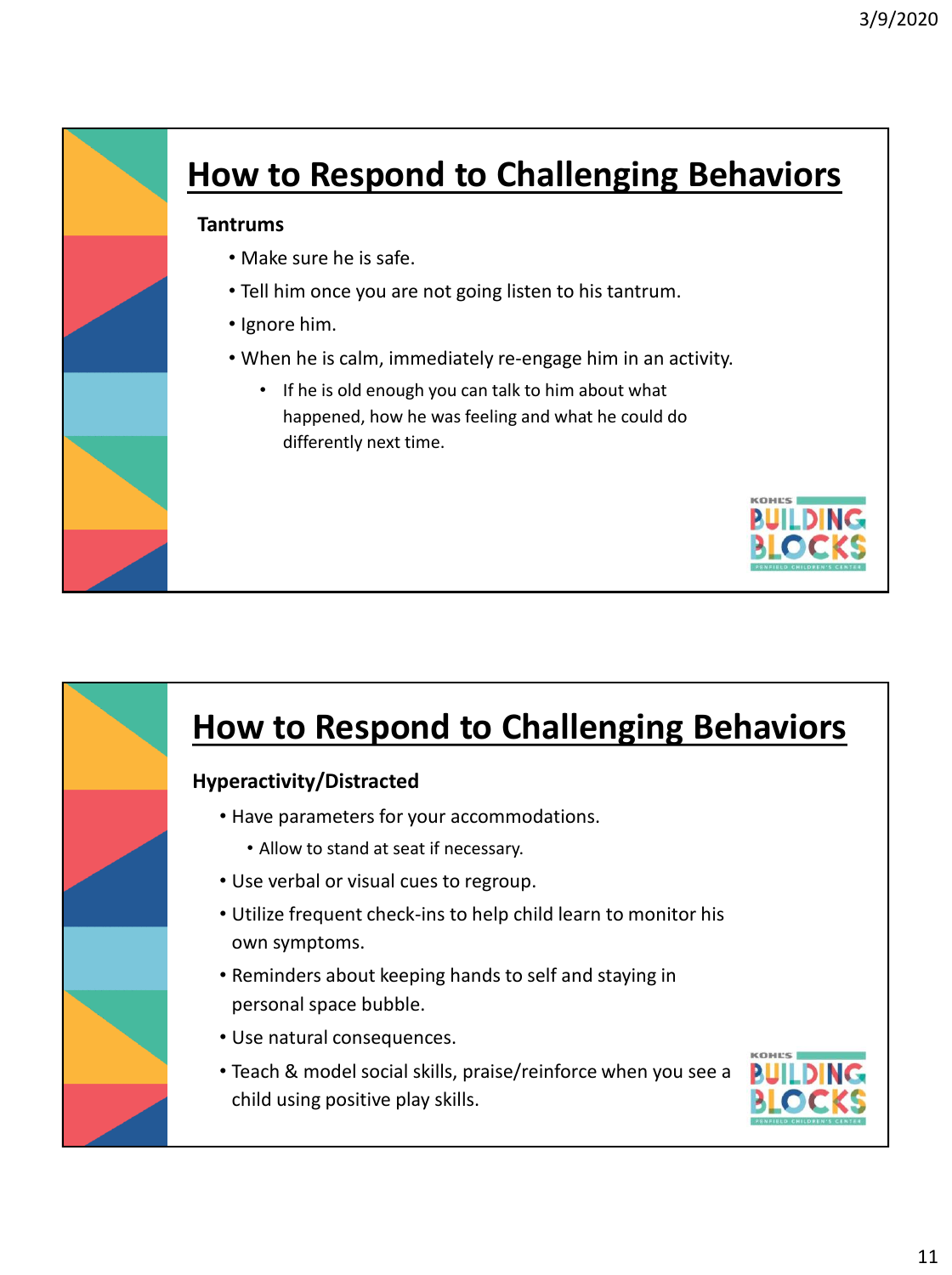# How to Respond to Challenging Behaviors

**Tantrums**

- Make sure he is safe.
- Tell him once you are not going listen to his tantrum.
- Ignore him.
- When he is calm, immediately re-engage him in an activity.
  - If he is old enough you can talk to him about what happened, how he was feeling and what he could do differently next time.

# How to Respond to Challenging Behaviors

**Hyperactivity/Distracted**

- Have parameters for your accommodations.
  - Allow to stand at seat if necessary.
- Use verbal or visual cues to regroup.
- Utilize frequent check-ins to help child learn to monitor his own symptoms.
- Reminders about keeping hands to self and staying in personal space bubble.
- Use natural consequences.
- Teach & model social skills, praise/reinforce when you see a child using positive play skills.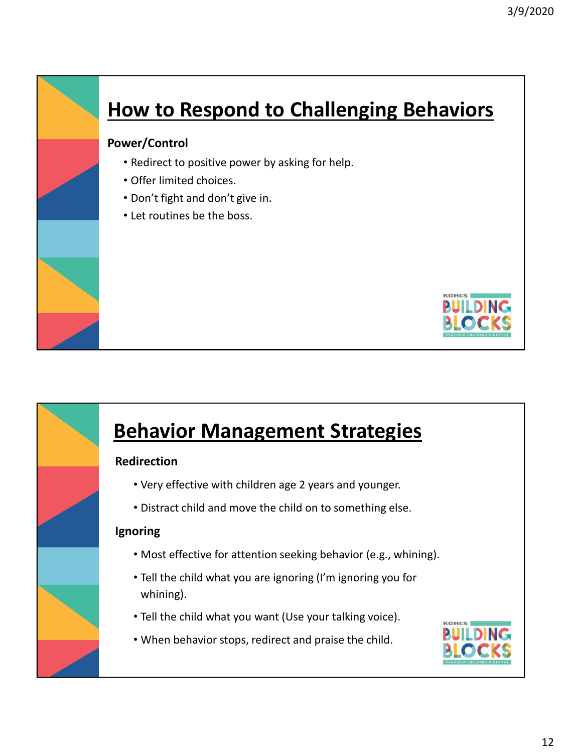## How to Respond to Challenging Behaviors

**Power/Control**

- Redirect to positive power by asking for help.
- Offer limited choices.
- Don't fight and don't give in.
- Let routines be the boss.

## Behavior Management Strategies

**Redirection**

- Very effective with children age 2 years and younger.
- Distract child and move the child on to something else.

**Ignoring**

- Most effective for attention seeking behavior (e.g., whining).
- Tell the child what you are ignoring (I'm ignoring you for whining).
- Tell the child what you want (Use your talking voice).
- When behavior stops, redirect and praise the child.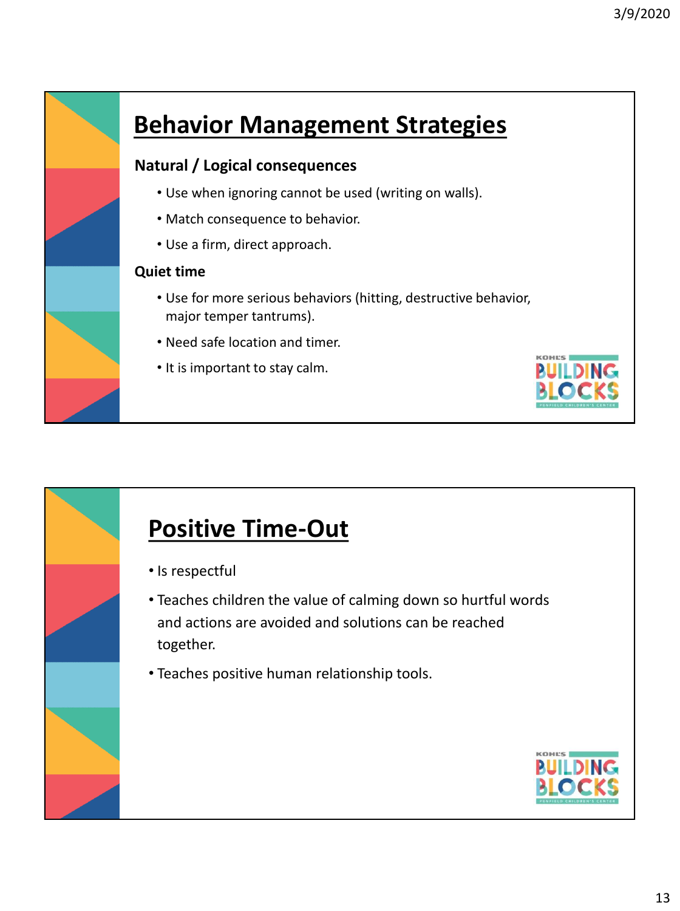## Behavior Management Strategies

**Natural / Logical consequences**

- Use when ignoring cannot be used (writing on walls).
- Match consequence to behavior.
- Use a firm, direct approach.

**Quiet time**

- Use for more serious behaviors (hitting, destructive behavior, major temper tantrums).
- Need safe location and timer.
- It is important to stay calm.

## Positive Time-Out

- Is respectful
- Teaches children the value of calming down so hurtful words and actions are avoided and solutions can be reached together.
- Teaches positive human relationship tools.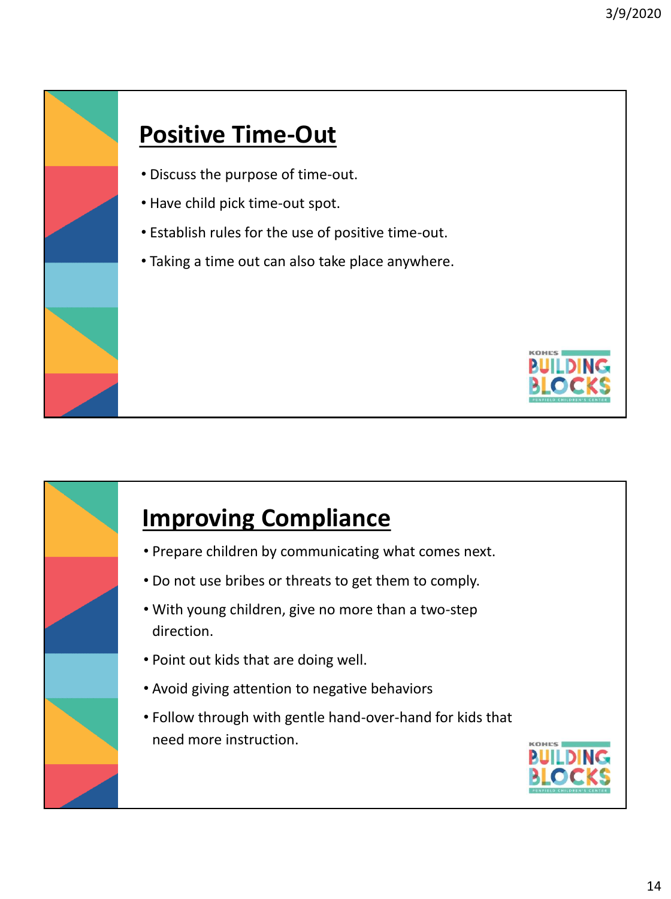## Positive Time-Out

- Discuss the purpose of time-out.
- Have child pick time-out spot.
- Establish rules for the use of positive time-out.
- Taking a time out can also take place anywhere.

## Improving Compliance

- Prepare children by communicating what comes next.
- Do not use bribes or threats to get them to comply.
- With young children, give no more than a two-step direction.
- Point out kids that are doing well.
- Avoid giving attention to negative behaviors
- Follow through with gentle hand-over-hand for kids that need more instruction.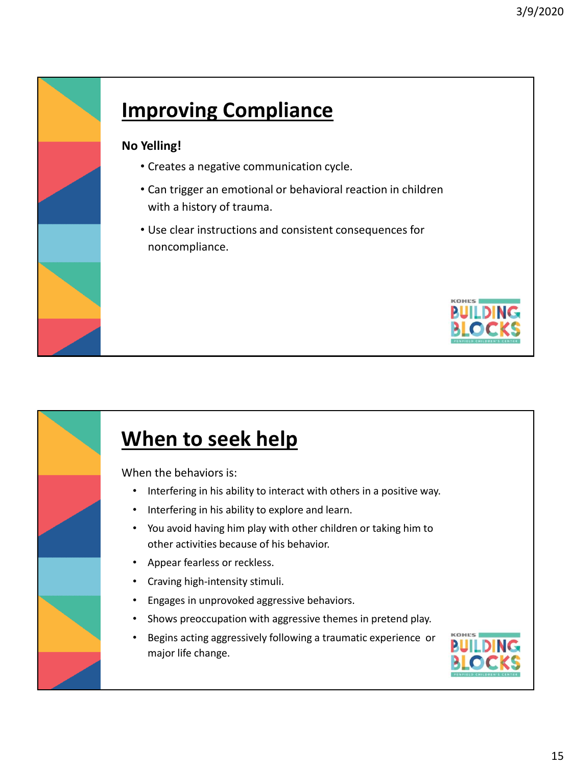## Improving Compliance

**No Yelling!**

- Creates a negative communication cycle.
- Can trigger an emotional or behavioral reaction in children with a history of trauma.
- Use clear instructions and consistent consequences for noncompliance.

## When to seek help

When the behaviors is:

- Interfering in his ability to interact with others in a positive way.
- Interfering in his ability to explore and learn.
- You avoid having him play with other children or taking him to other activities because of his behavior.
- Appear fearless or reckless.
- Craving high-intensity stimuli.
- Engages in unprovoked aggressive behaviors.
- Shows preoccupation with aggressive themes in pretend play.
- Begins acting aggressively following a traumatic experience or major life change.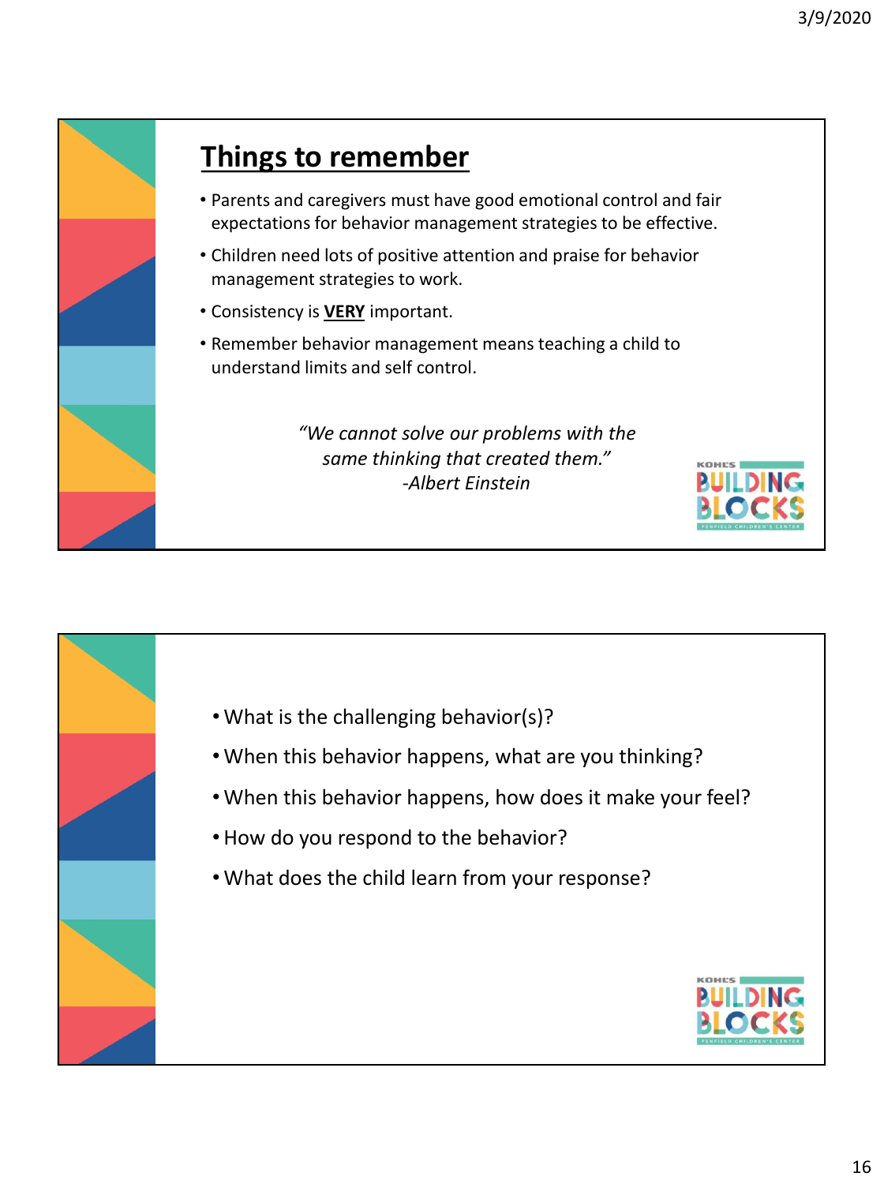## Things to remember

- Parents and caregivers must have good emotional control and fair expectations for behavior management strategies to be effective.
- Children need lots of positive attention and praise for behavior management strategies to work.
- Consistency is **VERY** important.
- Remember behavior management means teaching a child to understand limits and self control.

*"We cannot solve our problems with the same thinking that created them."*
*-Albert Einstein*

- What is the challenging behavior(s)?
- When this behavior happens, what are you thinking?
- When this behavior happens, how does it make your feel?
- How do you respond to the behavior?
- What does the child learn from your response?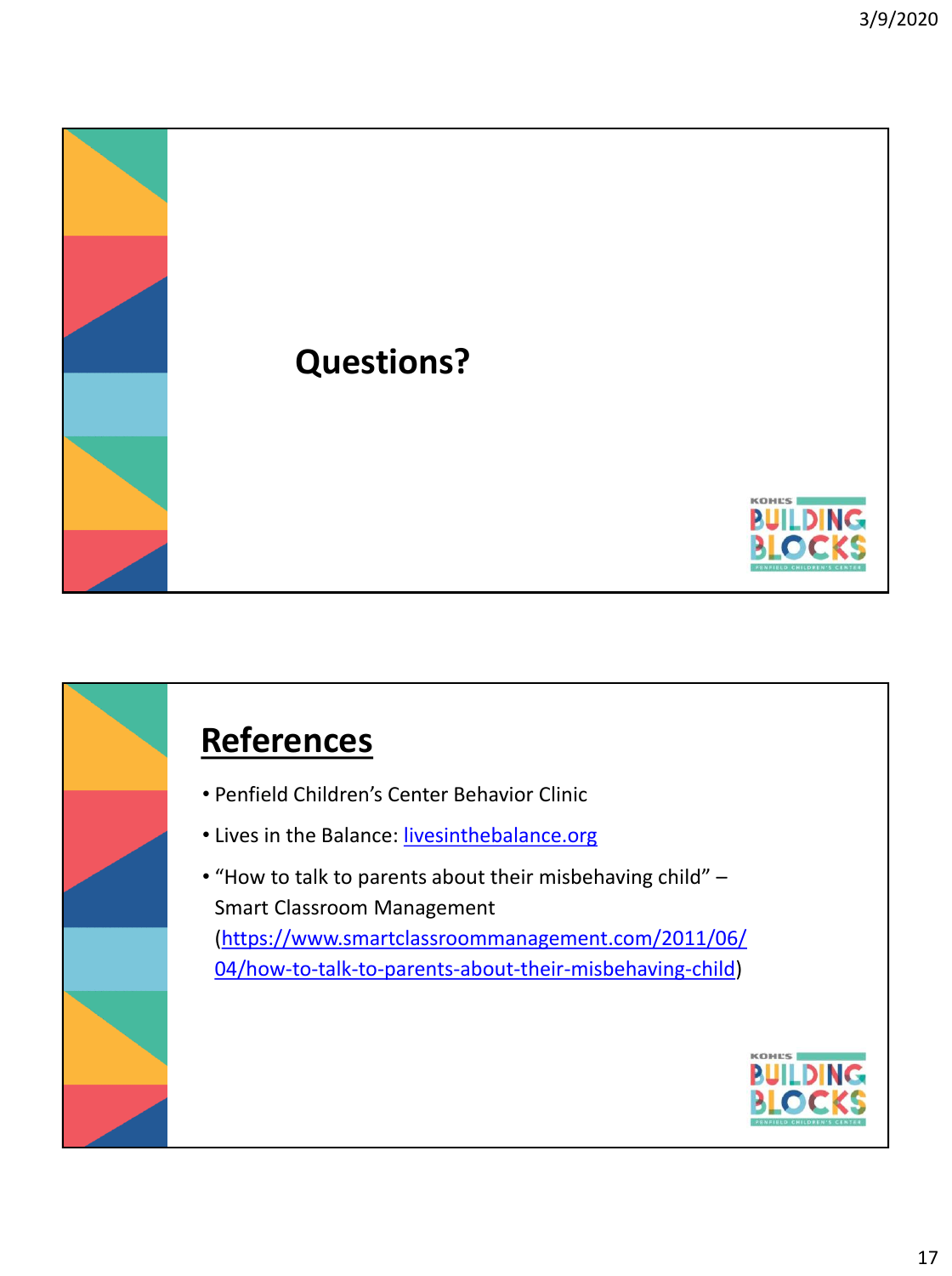# Questions?

# References

- Penfield Children's Center Behavior Clinic
- Lives in the Balance: livesinthebalance.org
- "How to talk to parents about their misbehaving child" – Smart Classroom Management (https://www.smartclassroommanagement.com/2011/06/04/how-to-talk-to-parents-about-their-misbehaving-child)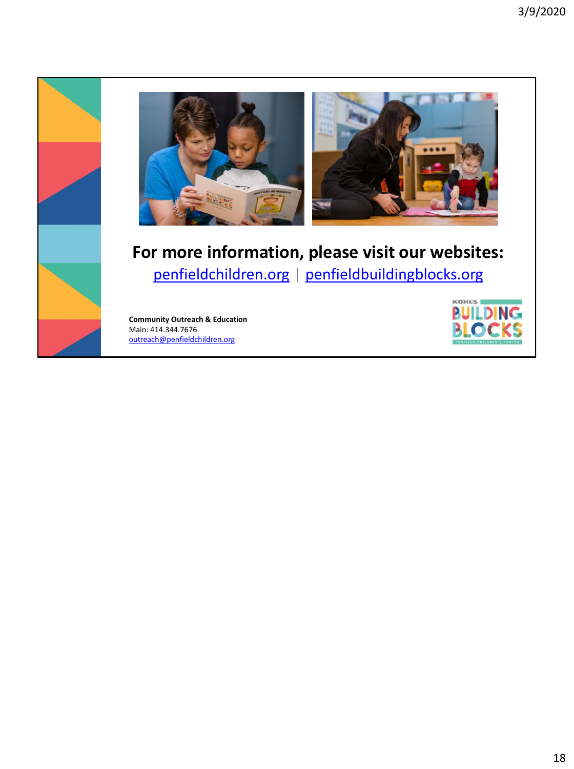**For more information, please visit our websites:**

penfieldchildren.org | penfieldbuildingblocks.org

**Community Outreach & Education**
Main: 414.344.7676
outreach@penfieldchildren.org